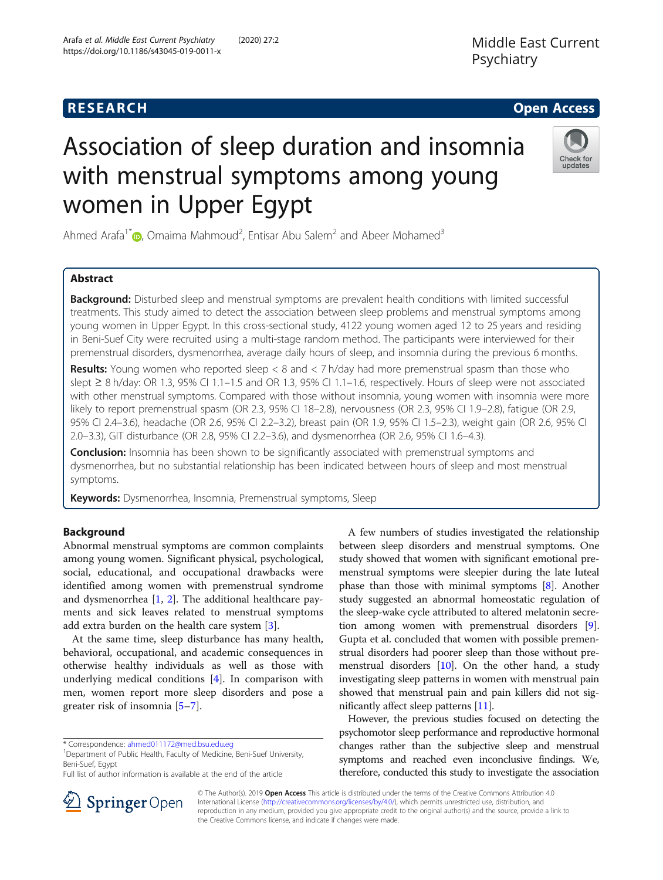RESEARCH Open Access

# Association of sleep duration and insomnia with menstrual symptoms among young women in Upper Egypt

Ahmed Arafa[1*], Omaima Mahmoud[2], Entisar Abu Salem[2] and Abeer Mohamed[3]

## Abstract

**Background:** Disturbed sleep and menstrual symptoms are prevalent health conditions with limited successful treatments. This study aimed to detect the association between sleep problems and menstrual symptoms among young women in Upper Egypt. In this cross-sectional study, 4122 young women aged 12 to 25 years and residing in Beni-Suef City were recruited using a multi-stage random method. The participants were interviewed for their premenstrual disorders, dysmenorrhea, average daily hours of sleep, and insomnia during the previous 6 months.

**Results:** Young women who reported sleep < 8 and < 7 h/day had more premenstrual spasm than those who slept ≥ 8 h/day: OR 1.3, 95% CI 1.1–1.5 and OR 1.3, 95% CI 1.1–1.6, respectively. Hours of sleep were not associated with other menstrual symptoms. Compared with those without insomnia, young women with insomnia were more likely to report premenstrual spasm (OR 2.3, 95% CI 18–2.8), nervousness (OR 2.3, 95% CI 1.9–2.8), fatigue (OR 2.9, 95% CI 2.4–3.6), headache (OR 2.6, 95% CI 2.2–3.2), breast pain (OR 1.9, 95% CI 1.5–2.3), weight gain (OR 2.6, 95% CI 2.0–3.3), GIT disturbance (OR 2.8, 95% CI 2.2–3.6), and dysmenorrhea (OR 2.6, 95% CI 1.6–4.3).

**Conclusion:** Insomnia has been shown to be significantly associated with premenstrual symptoms and dysmenorrhea, but no substantial relationship has been indicated between hours of sleep and most menstrual symptoms.

**Keywords:** Dysmenorrhea, Insomnia, Premenstrual symptoms, Sleep

## Background

Abnormal menstrual symptoms are common complaints among young women. Significant physical, psychological, social, educational, and occupational drawbacks were identified among women with premenstrual syndrome and dysmenorrhea [1, 2]. The additional healthcare payments and sick leaves related to menstrual symptoms add extra burden on the health care system [3].

At the same time, sleep disturbance has many health, behavioral, occupational, and academic consequences in otherwise healthy individuals as well as those with underlying medical conditions [4]. In comparison with men, women report more sleep disorders and pose a greater risk of insomnia [5–7].

A few numbers of studies investigated the relationship between sleep disorders and menstrual symptoms. One study showed that women with significant emotional premenstrual symptoms were sleepier during the late luteal phase than those with minimal symptoms [8]. Another study suggested an abnormal homeostatic regulation of the sleep-wake cycle attributed to altered melatonin secretion among women with premenstrual disorders [9]. Gupta et al. concluded that women with possible premenstrual disorders had poorer sleep than those without premenstrual disorders [10]. On the other hand, a study investigating sleep patterns in women with menstrual pain showed that menstrual pain and pain killers did not significantly affect sleep patterns [11].

However, the previous studies focused on detecting the psychomotor sleep performance and reproductive hormonal changes rather than the subjective sleep and menstrual symptoms and reached even inconclusive findings. We, therefore, conducted this study to investigate the association

\* Correspondence: ahmed011172@med.bsu.edu.eg
[1]Department of Public Health, Faculty of Medicine, Beni-Suef University, Beni-Suef, Egypt
Full list of author information is available at the end of the article

© The Author(s). 2019 **Open Access** This article is distributed under the terms of the Creative Commons Attribution 4.0 International License (http://creativecommons.org/licenses/by/4.0/), which permits unrestricted use, distribution, and reproduction in any medium, provided you give appropriate credit to the original author(s) and the source, provide a link to the Creative Commons license, and indicate if changes were made.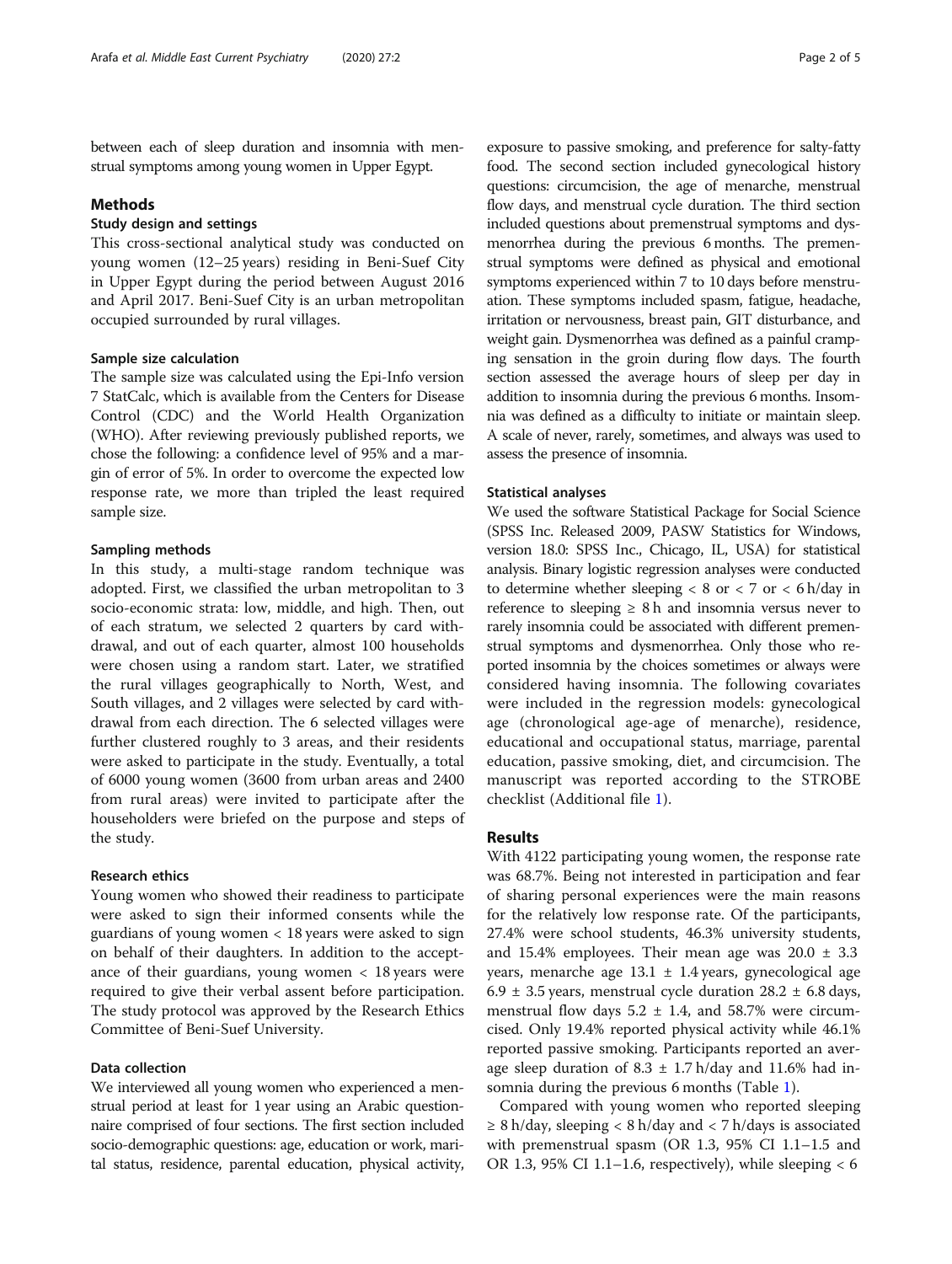between each of sleep duration and insomnia with menstrual symptoms among young women in Upper Egypt.

## Methods

### Study design and settings

This cross-sectional analytical study was conducted on young women (12–25 years) residing in Beni-Suef City in Upper Egypt during the period between August 2016 and April 2017. Beni-Suef City is an urban metropolitan occupied surrounded by rural villages.

#### Sample size calculation

The sample size was calculated using the Epi-Info version 7 StatCalc, which is available from the Centers for Disease Control (CDC) and the World Health Organization (WHO). After reviewing previously published reports, we chose the following: a confidence level of 95% and a margin of error of 5%. In order to overcome the expected low response rate, we more than tripled the least required sample size.

#### Sampling methods

In this study, a multi-stage random technique was adopted. First, we classified the urban metropolitan to 3 socio-economic strata: low, middle, and high. Then, out of each stratum, we selected 2 quarters by card withdrawal, and out of each quarter, almost 100 households were chosen using a random start. Later, we stratified the rural villages geographically to North, West, and South villages, and 2 villages were selected by card withdrawal from each direction. The 6 selected villages were further clustered roughly to 3 areas, and their residents were asked to participate in the study. Eventually, a total of 6000 young women (3600 from urban areas and 2400 from rural areas) were invited to participate after the householders were briefed on the purpose and steps of the study.

#### Research ethics

Young women who showed their readiness to participate were asked to sign their informed consents while the guardians of young women < 18 years were asked to sign on behalf of their daughters. In addition to the acceptance of their guardians, young women < 18 years were required to give their verbal assent before participation. The study protocol was approved by the Research Ethics Committee of Beni-Suef University.

#### Data collection

We interviewed all young women who experienced a menstrual period at least for 1 year using an Arabic questionnaire comprised of four sections. The first section included socio-demographic questions: age, education or work, marital status, residence, parental education, physical activity, exposure to passive smoking, and preference for salty-fatty food. The second section included gynecological history questions: circumcision, the age of menarche, menstrual flow days, and menstrual cycle duration. The third section included questions about premenstrual symptoms and dysmenorrhea during the previous 6 months. The premenstrual symptoms were defined as physical and emotional symptoms experienced within 7 to 10 days before menstruation. These symptoms included spasm, fatigue, headache, irritation or nervousness, breast pain, GIT disturbance, and weight gain. Dysmenorrhea was defined as a painful cramping sensation in the groin during flow days. The fourth section assessed the average hours of sleep per day in addition to insomnia during the previous 6 months. Insomnia was defined as a difficulty to initiate or maintain sleep. A scale of never, rarely, sometimes, and always was used to assess the presence of insomnia.

#### Statistical analyses

We used the software Statistical Package for Social Science (SPSS Inc. Released 2009, PASW Statistics for Windows, version 18.0: SPSS Inc., Chicago, IL, USA) for statistical analysis. Binary logistic regression analyses were conducted to determine whether sleeping < 8 or < 7 or < 6 h/day in reference to sleeping ≥ 8 h and insomnia versus never to rarely insomnia could be associated with different premenstrual symptoms and dysmenorrhea. Only those who reported insomnia by the choices sometimes or always were considered having insomnia. The following covariates were included in the regression models: gynecological age (chronological age-age of menarche), residence, educational and occupational status, marriage, parental education, passive smoking, diet, and circumcision. The manuscript was reported according to the STROBE checklist (Additional file 1).

## Results

With 4122 participating young women, the response rate was 68.7%. Being not interested in participation and fear of sharing personal experiences were the main reasons for the relatively low response rate. Of the participants, 27.4% were school students, 46.3% university students, and 15.4% employees. Their mean age was 20.0 ± 3.3 years, menarche age 13.1 ± 1.4 years, gynecological age 6.9 ± 3.5 years, menstrual cycle duration 28.2 ± 6.8 days, menstrual flow days 5.2 ± 1.4, and 58.7% were circumcised. Only 19.4% reported physical activity while 46.1% reported passive smoking. Participants reported an average sleep duration of 8.3 ± 1.7 h/day and 11.6% had insomnia during the previous 6 months (Table 1).

Compared with young women who reported sleeping ≥ 8 h/day, sleeping < 8 h/day and < 7 h/days is associated with premenstrual spasm (OR 1.3, 95% CI 1.1–1.5 and OR 1.3, 95% CI 1.1–1.6, respectively), while sleeping < 6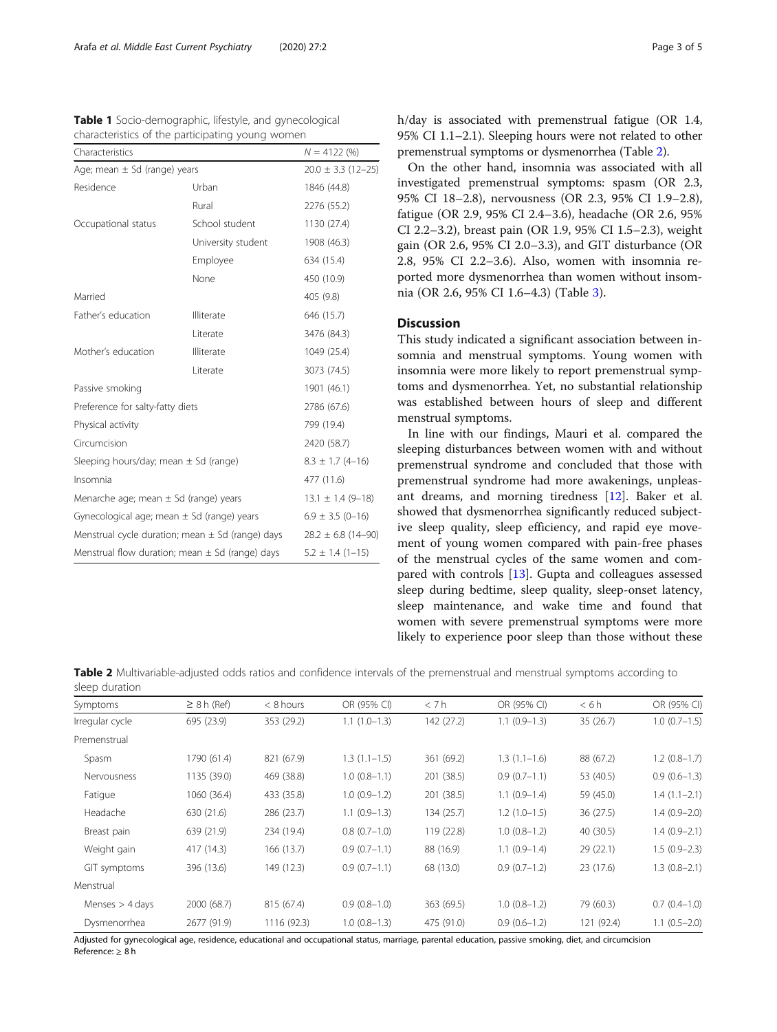**Table 1** Socio-demographic, lifestyle, and gynecological characteristics of the participating young women

| Characteristics | | N = 4122 (%) |
|---|---|---|
| Age; mean ± Sd (range) years | | 20.0 ± 3.3 (12–25) |
| Residence | Urban | 1846 (44.8) |
| | Rural | 2276 (55.2) |
| Occupational status | School student | 1130 (27.4) |
| | University student | 1908 (46.3) |
| | Employee | 634 (15.4) |
| | None | 450 (10.9) |
| Married | | 405 (9.8) |
| Father's education | Illiterate | 646 (15.7) |
| | Literate | 3476 (84.3) |
| Mother's education | Illiterate | 1049 (25.4) |
| | Literate | 3073 (74.5) |
| Passive smoking | | 1901 (46.1) |
| Preference for salty-fatty diets | | 2786 (67.6) |
| Physical activity | | 799 (19.4) |
| Circumcision | | 2420 (58.7) |
| Sleeping hours/day; mean ± Sd (range) | | 8.3 ± 1.7 (4–16) |
| Insomnia | | 477 (11.6) |
| Menarche age; mean ± Sd (range) years | | 13.1 ± 1.4 (9–18) |
| Gynecological age; mean ± Sd (range) years | | 6.9 ± 3.5 (0–16) |
| Menstrual cycle duration; mean ± Sd (range) days | | 28.2 ± 6.8 (14–90) |
| Menstrual flow duration; mean ± Sd (range) days | | 5.2 ± 1.4 (1–15) |

h/day is associated with premenstrual fatigue (OR 1.4, 95% CI 1.1–2.1). Sleeping hours were not related to other premenstrual symptoms or dysmenorrhea (Table 2).

On the other hand, insomnia was associated with all investigated premenstrual symptoms: spasm (OR 2.3, 95% CI 18–2.8), nervousness (OR 2.3, 95% CI 1.9–2.8), fatigue (OR 2.9, 95% CI 2.4–3.6), headache (OR 2.6, 95% CI 2.2–3.2), breast pain (OR 1.9, 95% CI 1.5–2.3), weight gain (OR 2.6, 95% CI 2.0–3.3), and GIT disturbance (OR 2.8, 95% CI 2.2–3.6). Also, women with insomnia reported more dysmenorrhea than women without insomnia (OR 2.6, 95% CI 1.6–4.3) (Table 3).

## Discussion

This study indicated a significant association between insomnia and menstrual symptoms. Young women with insomnia were more likely to report premenstrual symptoms and dysmenorrhea. Yet, no substantial relationship was established between hours of sleep and different menstrual symptoms.

In line with our findings, Mauri et al. compared the sleeping disturbances between women with and without premenstrual syndrome and concluded that those with premenstrual syndrome had more awakenings, unpleasant dreams, and morning tiredness [12]. Baker et al. showed that dysmenorrhea significantly reduced subjective sleep quality, sleep efficiency, and rapid eye movement of young women compared with pain-free phases of the menstrual cycles of the same women and compared with controls [13]. Gupta and colleagues assessed sleep during bedtime, sleep quality, sleep-onset latency, sleep maintenance, and wake time and found that women with severe premenstrual symptoms were more likely to experience poor sleep than those without these

**Table 2** Multivariable-adjusted odds ratios and confidence intervals of the premenstrual and menstrual symptoms according to sleep duration

| Symptoms | ≥ 8 h (Ref) | < 8 hours | OR (95% CI) | < 7 h | OR (95% CI) | < 6 h | OR (95% CI) |
|---|---|---|---|---|---|---|---|
| Irregular cycle | 695 (23.9) | 353 (29.2) | 1.1 (1.0–1.3) | 142 (27.2) | 1.1 (0.9–1.3) | 35 (26.7) | 1.0 (0.7–1.5) |
| Premenstrual | | | | | | | |
| Spasm | 1790 (61.4) | 821 (67.9) | 1.3 (1.1–1.5) | 361 (69.2) | 1.3 (1.1–1.6) | 88 (67.2) | 1.2 (0.8–1.7) |
| Nervousness | 1135 (39.0) | 469 (38.8) | 1.0 (0.8–1.1) | 201 (38.5) | 0.9 (0.7–1.1) | 53 (40.5) | 0.9 (0.6–1.3) |
| Fatigue | 1060 (36.4) | 433 (35.8) | 1.0 (0.9–1.2) | 201 (38.5) | 1.1 (0.9–1.4) | 59 (45.0) | 1.4 (1.1–2.1) |
| Headache | 630 (21.6) | 286 (23.7) | 1.1 (0.9–1.3) | 134 (25.7) | 1.2 (1.0–1.5) | 36 (27.5) | 1.4 (0.9–2.0) |
| Breast pain | 639 (21.9) | 234 (19.4) | 0.8 (0.7–1.0) | 119 (22.8) | 1.0 (0.8–1.2) | 40 (30.5) | 1.4 (0.9–2.1) |
| Weight gain | 417 (14.3) | 166 (13.7) | 0.9 (0.7–1.1) | 88 (16.9) | 1.1 (0.9–1.4) | 29 (22.1) | 1.5 (0.9–2.3) |
| GIT symptoms | 396 (13.6) | 149 (12.3) | 0.9 (0.7–1.1) | 68 (13.0) | 0.9 (0.7–1.2) | 23 (17.6) | 1.3 (0.8–2.1) |
| Menstrual | | | | | | | |
| Menses > 4 days | 2000 (68.7) | 815 (67.4) | 0.9 (0.8–1.0) | 363 (69.5) | 1.0 (0.8–1.2) | 79 (60.3) | 0.7 (0.4–1.0) |
| Dysmenorrhea | 2677 (91.9) | 1116 (92.3) | 1.0 (0.8–1.3) | 475 (91.0) | 0.9 (0.6–1.2) | 121 (92.4) | 1.1 (0.5–2.0) |

Adjusted for gynecological age, residence, educational and occupational status, marriage, parental education, passive smoking, diet, and circumcision
Reference: ≥ 8 h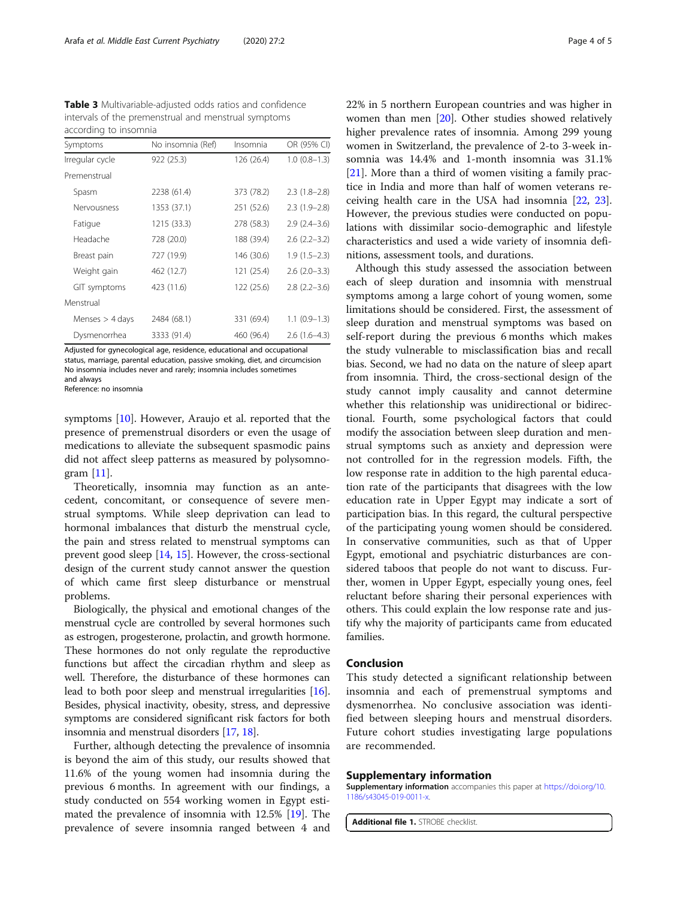**Table 3** Multivariable-adjusted odds ratios and confidence intervals of the premenstrual and menstrual symptoms according to insomnia

| Symptoms | No insomnia (Ref) | Insomnia | OR (95% CI) |
|---|---|---|---|
| Irregular cycle | 922 (25.3) | 126 (26.4) | 1.0 (0.8–1.3) |
| Premenstrual | | | |
| Spasm | 2238 (61.4) | 373 (78.2) | 2.3 (1.8–2.8) |
| Nervousness | 1353 (37.1) | 251 (52.6) | 2.3 (1.9–2.8) |
| Fatigue | 1215 (33.3) | 278 (58.3) | 2.9 (2.4–3.6) |
| Headache | 728 (20.0) | 188 (39.4) | 2.6 (2.2–3.2) |
| Breast pain | 727 (19.9) | 146 (30.6) | 1.9 (1.5–2.3) |
| Weight gain | 462 (12.7) | 121 (25.4) | 2.6 (2.0–3.3) |
| GIT symptoms | 423 (11.6) | 122 (25.6) | 2.8 (2.2–3.6) |
| Menstrual | | | |
| Menses > 4 days | 2484 (68.1) | 331 (69.4) | 1.1 (0.9–1.3) |
| Dysmenorrhea | 3333 (91.4) | 460 (96.4) | 2.6 (1.6–4.3) |

Adjusted for gynecological age, residence, educational and occupational status, marriage, parental education, passive smoking, diet, and circumcision
No insomnia includes never and rarely; insomnia includes sometimes and always
Reference: no insomnia

symptoms [10]. However, Araujo et al. reported that the presence of premenstrual disorders or even the usage of medications to alleviate the subsequent spasmodic pains did not affect sleep patterns as measured by polysomnogram [11].

Theoretically, insomnia may function as an antecedent, concomitant, or consequence of severe menstrual symptoms. While sleep deprivation can lead to hormonal imbalances that disturb the menstrual cycle, the pain and stress related to menstrual symptoms can prevent good sleep [14, 15]. However, the cross-sectional design of the current study cannot answer the question of which came first sleep disturbance or menstrual problems.

Biologically, the physical and emotional changes of the menstrual cycle are controlled by several hormones such as estrogen, progesterone, prolactin, and growth hormone. These hormones do not only regulate the reproductive functions but affect the circadian rhythm and sleep as well. Therefore, the disturbance of these hormones can lead to both poor sleep and menstrual irregularities [16]. Besides, physical inactivity, obesity, stress, and depressive symptoms are considered significant risk factors for both insomnia and menstrual disorders [17, 18].

Further, although detecting the prevalence of insomnia is beyond the aim of this study, our results showed that 11.6% of the young women had insomnia during the previous 6 months. In agreement with our findings, a study conducted on 554 working women in Egypt estimated the prevalence of insomnia with 12.5% [19]. The prevalence of severe insomnia ranged between 4 and 22% in 5 northern European countries and was higher in women than men [20]. Other studies showed relatively higher prevalence rates of insomnia. Among 299 young women in Switzerland, the prevalence of 2-to 3-week insomnia was 14.4% and 1-month insomnia was 31.1% [21]. More than a third of women visiting a family practice in India and more than half of women veterans receiving health care in the USA had insomnia [22, 23]. However, the previous studies were conducted on populations with dissimilar socio-demographic and lifestyle characteristics and used a wide variety of insomnia definitions, assessment tools, and durations.

Although this study assessed the association between each of sleep duration and insomnia with menstrual symptoms among a large cohort of young women, some limitations should be considered. First, the assessment of sleep duration and menstrual symptoms was based on self-report during the previous 6 months which makes the study vulnerable to misclassification bias and recall bias. Second, we had no data on the nature of sleep apart from insomnia. Third, the cross-sectional design of the study cannot imply causality and cannot determine whether this relationship was unidirectional or bidirectional. Fourth, some psychological factors that could modify the association between sleep duration and menstrual symptoms such as anxiety and depression were not controlled for in the regression models. Fifth, the low response rate in addition to the high parental education rate of the participants that disagrees with the low education rate in Upper Egypt may indicate a sort of participation bias. In this regard, the cultural perspective of the participating young women should be considered. In conservative communities, such as that of Upper Egypt, emotional and psychiatric disturbances are considered taboos that people do not want to discuss. Further, women in Upper Egypt, especially young ones, feel reluctant before sharing their personal experiences with others. This could explain the low response rate and justify why the majority of participants came from educated families.

## Conclusion

This study detected a significant relationship between insomnia and each of premenstrual symptoms and dysmenorrhea. No conclusive association was identified between sleeping hours and menstrual disorders. Future cohort studies investigating large populations are recommended.

## Supplementary information

**Supplementary information** accompanies this paper at https://doi.org/10.1186/s43045-019-0011-x.

**Additional file 1.** STROBE checklist.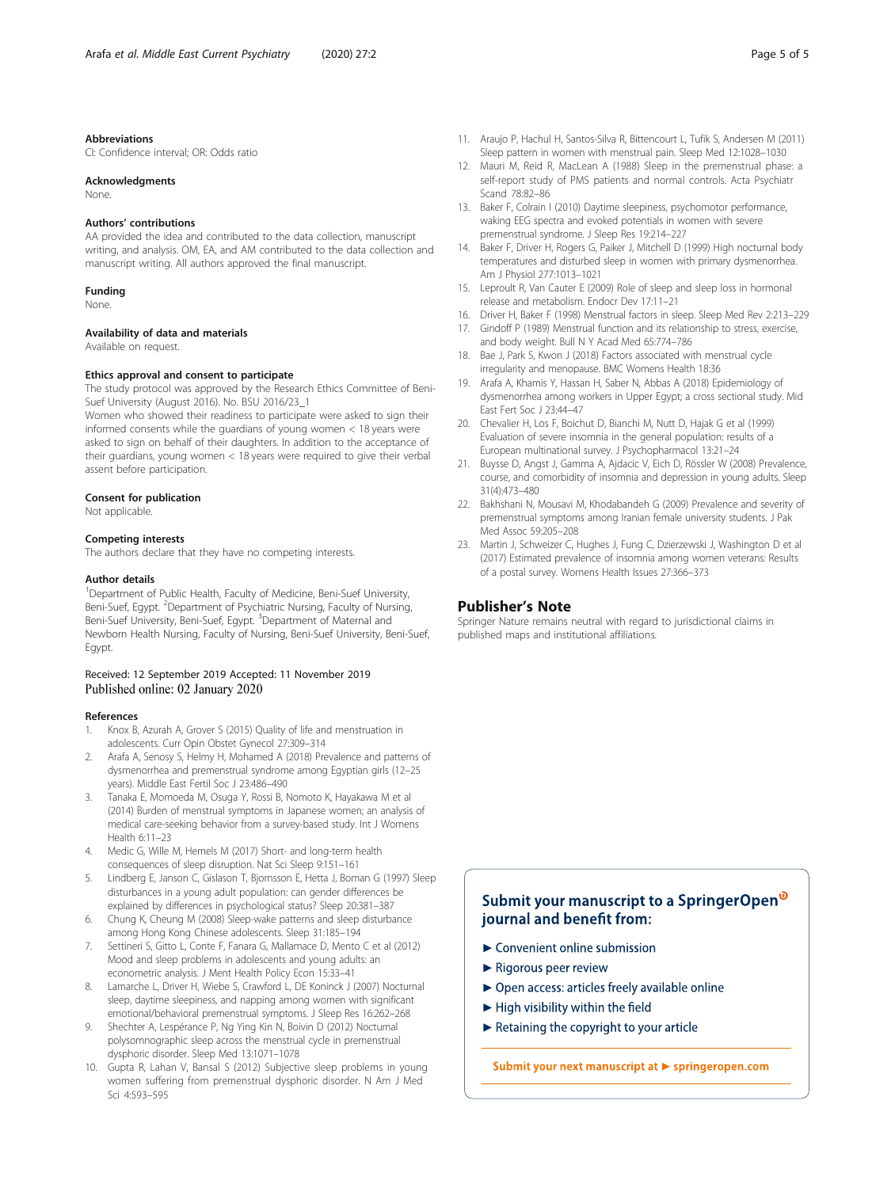### Abbreviations

CI: Confidence interval; OR: Odds ratio

### Acknowledgments

None.

### Authors' contributions

AA provided the idea and contributed to the data collection, manuscript writing, and analysis. OM, EA, and AM contributed to the data collection and manuscript writing. All authors approved the final manuscript.

### Funding

None.

### Availability of data and materials

Available on request.

### Ethics approval and consent to participate

The study protocol was approved by the Research Ethics Committee of Beni-Suef University (August 2016). No. BSU 2016/23_1

Women who showed their readiness to participate were asked to sign their informed consents while the guardians of young women < 18 years were asked to sign on behalf of their daughters. In addition to the acceptance of their guardians, young women < 18 years were required to give their verbal assent before participation.

### Consent for publication

Not applicable.

### Competing interests

The authors declare that they have no competing interests.

### Author details

[1]Department of Public Health, Faculty of Medicine, Beni-Suef University, Beni-Suef, Egypt. [2]Department of Psychiatric Nursing, Faculty of Nursing, Beni-Suef University, Beni-Suef, Egypt. [3]Department of Maternal and Newborn Health Nursing, Faculty of Nursing, Beni-Suef University, Beni-Suef, Egypt.

Received: 12 September 2019 Accepted: 11 November 2019
Published online: 02 January 2020

### References

1. Knox B, Azurah A, Grover S (2015) Quality of life and menstruation in adolescents. Curr Opin Obstet Gynecol 27:309–314
2. Arafa A, Senosy S, Helmy H, Mohamed A (2018) Prevalence and patterns of dysmenorrhea and premenstrual syndrome among Egyptian girls (12–25 years). Middle East Fertil Soc J 23:486–490
3. Tanaka E, Momoeda M, Osuga Y, Rossi B, Nomoto K, Hayakawa M et al (2014) Burden of menstrual symptoms in Japanese women; an analysis of medical care-seeking behavior from a survey-based study. Int J Womens Health 6:11–23
4. Medic G, Wille M, Hemels M (2017) Short- and long-term health consequences of sleep disruption. Nat Sci Sleep 9:151–161
5. Lindberg E, Janson C, Gislason T, Bjornsson E, Hetta J, Boman G (1997) Sleep disturbances in a young adult population: can gender differences be explained by differences in psychological status? Sleep 20:381–387
6. Chung K, Cheung M (2008) Sleep-wake patterns and sleep disturbance among Hong Kong Chinese adolescents. Sleep 31:185–194
7. Settineri S, Gitto L, Conte F, Fanara G, Mallamace D, Mento C et al (2012) Mood and sleep problems in adolescents and young adults: an econometric analysis. J Ment Health Policy Econ 15:33–41
8. Lamarche L, Driver H, Wiebe S, Crawford L, DE Koninck J (2007) Nocturnal sleep, daytime sleepiness, and napping among women with significant emotional/behavioral premenstrual symptoms. J Sleep Res 16:262–268
9. Shechter A, Lespérance P, Ng Ying Kin N, Boivin D (2012) Nocturnal polysomnographic sleep across the menstrual cycle in premenstrual dysphoric disorder. Sleep Med 13:1071–1078
10. Gupta R, Lahan V, Bansal S (2012) Subjective sleep problems in young women suffering from premenstrual dysphoric disorder. N Am J Med Sci 4:593–595
11. Araujo P, Hachul H, Santos-Silva R, Bittencourt L, Tufik S, Andersen M (2011) Sleep pattern in women with menstrual pain. Sleep Med 12:1028–1030
12. Mauri M, Reid R, MacLean A (1988) Sleep in the premenstrual phase: a self-report study of PMS patients and normal controls. Acta Psychiatr Scand 78:82–86
13. Baker F, Colrain I (2010) Daytime sleepiness, psychomotor performance, waking EEG spectra and evoked potentials in women with severe premenstrual syndrome. J Sleep Res 19:214–227
14. Baker F, Driver H, Rogers G, Paiker J, Mitchell D (1999) High nocturnal body temperatures and disturbed sleep in women with primary dysmenorrhea. Am J Physiol 277:1013–1021
15. Leproult R, Van Cauter E (2009) Role of sleep and sleep loss in hormonal release and metabolism. Endocr Dev 17:11–21
16. Driver H, Baker F (1998) Menstrual factors in sleep. Sleep Med Rev 2:213–229
17. Gindoff P (1989) Menstrual function and its relationship to stress, exercise, and body weight. Bull N Y Acad Med 65:774–786
18. Bae J, Park S, Kwon J (2018) Factors associated with menstrual cycle irregularity and menopause. BMC Womens Health 18:36
19. Arafa A, Khamis Y, Hassan H, Saber N, Abbas A (2018) Epidemiology of dysmenorrhea among workers in Upper Egypt; a cross sectional study. Mid East Fert Soc J 23:44–47
20. Chevalier H, Los F, Boichut D, Bianchi M, Nutt D, Hajak G et al (1999) Evaluation of severe insomnia in the general population: results of a European multinational survey. J Psychopharmacol 13:21–24
21. Buysse D, Angst J, Gamma A, Ajdacic V, Eich D, Rössler W (2008) Prevalence, course, and comorbidity of insomnia and depression in young adults. Sleep 31(4):473–480
22. Bakhshani N, Mousavi M, Khodabandeh G (2009) Prevalence and severity of premenstrual symptoms among Iranian female university students. J Pak Med Assoc 59:205–208
23. Martin J, Schweizer C, Hughes J, Fung C, Dzierzewski J, Washington D et al (2017) Estimated prevalence of insomnia among women veterans: Results of a postal survey. Womens Health Issues 27:366–373

## Publisher's Note

Springer Nature remains neutral with regard to jurisdictional claims in published maps and institutional affiliations.

**Submit your manuscript to a SpringerOpen journal and benefit from:**

- ► Convenient online submission
- ► Rigorous peer review
- ► Open access: articles freely available online
- ► High visibility within the field
- ► Retaining the copyright to your article

Submit your next manuscript at ► springeropen.com